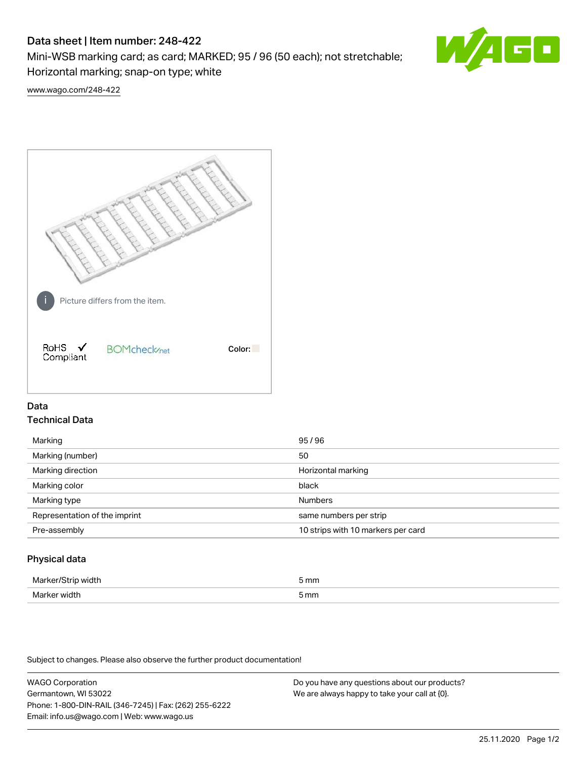# Data sheet | Item number: 248-422

Mini-WSB marking card; as card; MARKED; 95 / 96 (50 each); not stretchable; Horizontal marking; snap-on type; white

www.wago.com/248-422

Picture differs from the item.

RoHS ✓ Compliant

BOMcheck.net

Color:

## Data

### Technical Data

| Marking | 95 / 96 |
|---|---|
| Marking (number) | 50 |
| Marking direction | Horizontal marking |
| Marking color | black |
| Marking type | Numbers |
| Representation of the imprint | same numbers per strip |
| Pre-assembly | 10 strips with 10 markers per card |

### Physical data

| Marker/Strip width | 5 mm |
|---|---|
| Marker width | 5 mm |

Subject to changes. Please also observe the further product documentation!

WAGO Corporation
Germantown, WI 53022
Phone: 1-800-DIN-RAIL (346-7245) | Fax: (262) 255-6222
Email: info.us@wago.com | Web: www.wago.us

Do you have any questions about our products?
We are always happy to take your call at {0}.

25.11.2020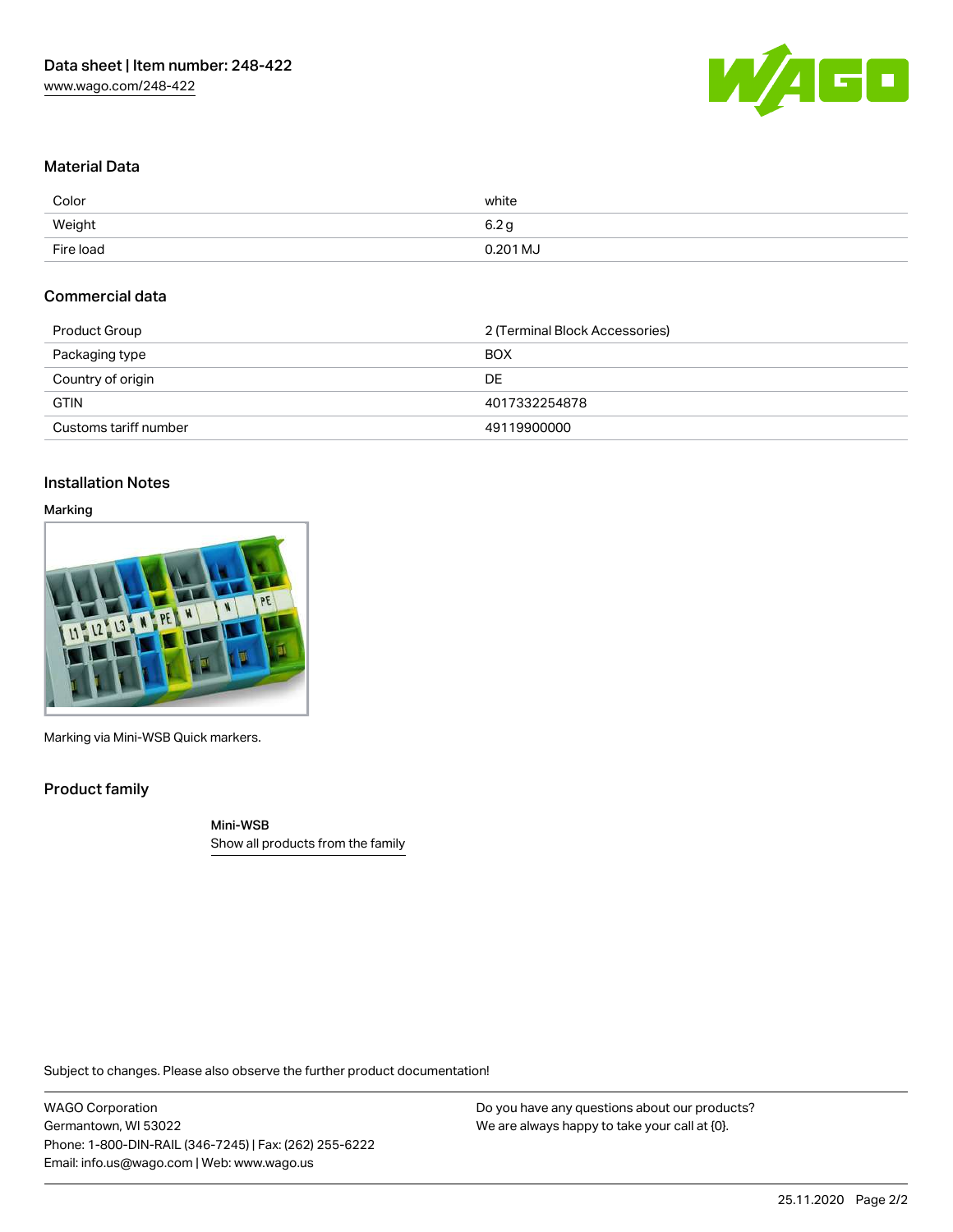Data sheet | Item number: 248-422
www.wago.com/248-422

## Material Data

| | |
|---|---|
| Color | white |
| Weight | 6.2 g |
| Fire load | 0.201 MJ |

## Commercial data

| | |
|---|---|
| Product Group | 2 (Terminal Block Accessories) |
| Packaging type | BOX |
| Country of origin | DE |
| GTIN | 4017332254878 |
| Customs tariff number | 49119900000 |

## Installation Notes

### Marking

Marking via Mini-WSB Quick markers.

## Product family

Mini-WSB
Show all products from the family

Subject to changes. Please also observe the further product documentation!

WAGO Corporation
Germantown, WI 53022
Phone: 1-800-DIN-RAIL (346-7245) | Fax: (262) 255-6222
Email: info.us@wago.com | Web: www.wago.us

Do you have any questions about our products?
We are always happy to take your call at {0}.

25.11.2020